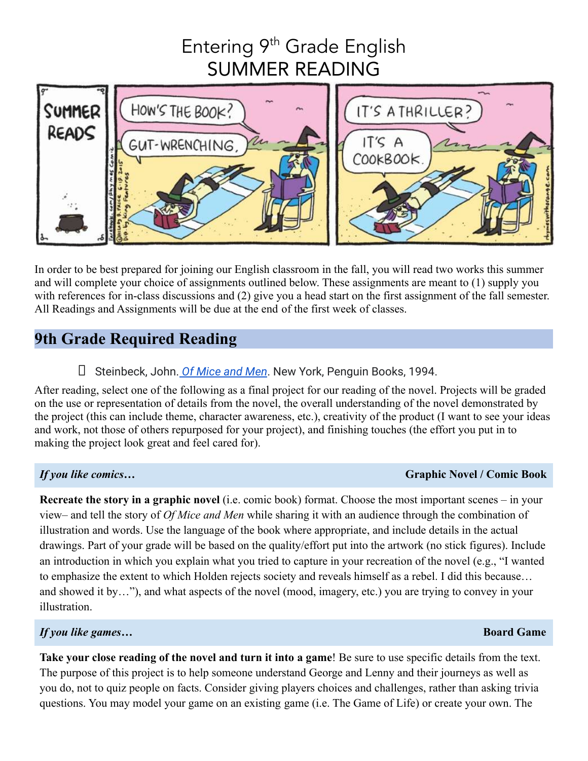# Entering 9th Grade English
# SUMMER READING

In order to be best prepared for joining our English classroom in the fall, you will read two works this summer and will complete your choice of assignments outlined below. These assignments are meant to (1) supply you with references for in-class discussions and (2) give you a head start on the first assignment of the fall semester. All Readings and Assignments will be due at the end of the first week of classes.

## 9th Grade Required Reading

- Steinbeck, John. *Of Mice and Men*. New York, Penguin Books, 1994.

After reading, select one of the following as a final project for our reading of the novel. Projects will be graded on the use or representation of details from the novel, the overall understanding of the novel demonstrated by the project (this can include theme, character awareness, etc.), creativity of the product (I want to see your ideas and work, not those of others repurposed for your project), and finishing touches (the effort you put in to making the project look great and feel cared for).

### *If you like comics…* — Graphic Novel / Comic Book

**Recreate the story in a graphic novel** (i.e. comic book) format. Choose the most important scenes – in your view– and tell the story of *Of Mice and Men* while sharing it with an audience through the combination of illustration and words. Use the language of the book where appropriate, and include details in the actual drawings. Part of your grade will be based on the quality/effort put into the artwork (no stick figures). Include an introduction in which you explain what you tried to capture in your recreation of the novel (e.g., "I wanted to emphasize the extent to which Holden rejects society and reveals himself as a rebel. I did this because… and showed it by…"), and what aspects of the novel (mood, imagery, etc.) you are trying to convey in your illustration.

### *If you like games…* — Board Game

**Take your close reading of the novel and turn it into a game**! Be sure to use specific details from the text. The purpose of this project is to help someone understand George and Lenny and their journeys as well as you do, not to quiz people on facts. Consider giving players choices and challenges, rather than asking trivia questions. You may model your game on an existing game (i.e. The Game of Life) or create your own. The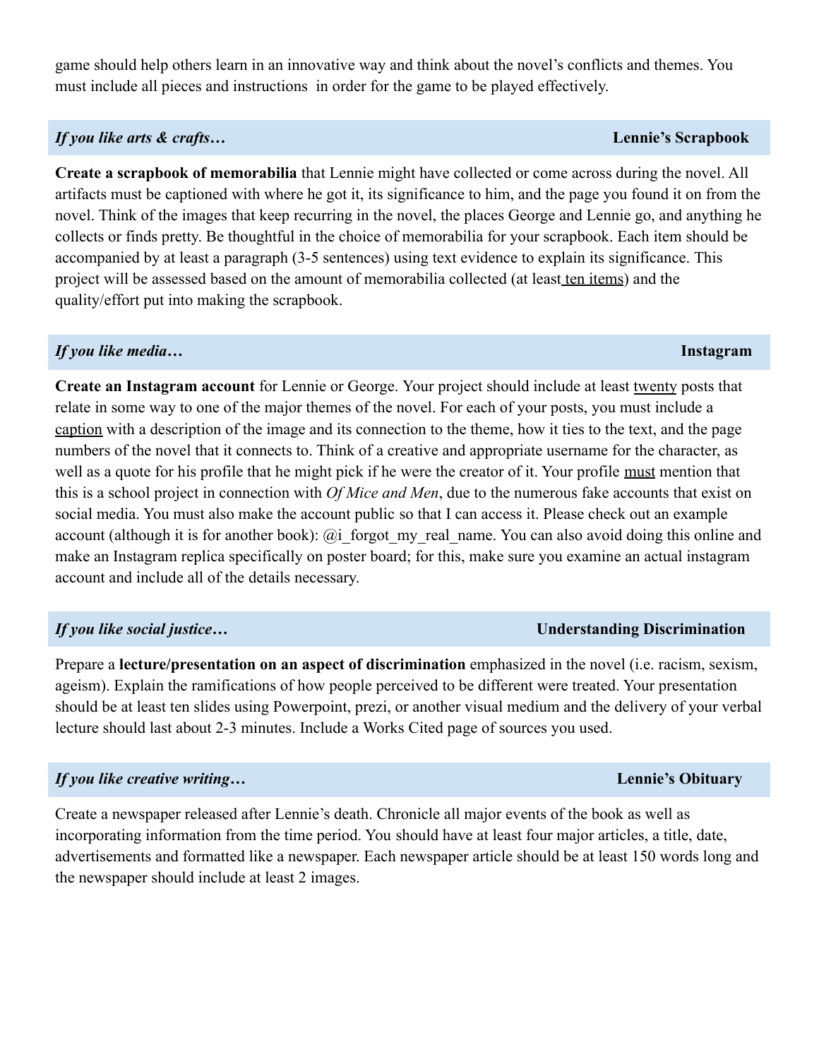game should help others learn in an innovative way and think about the novel's conflicts and themes. You must include all pieces and instructions  in order for the game to be played effectively.

### *If you like arts & crafts…* — Lennie's Scrapbook

**Create a scrapbook of memorabilia** that Lennie might have collected or come across during the novel. All artifacts must be captioned with where he got it, its significance to him, and the page you found it on from the novel. Think of the images that keep recurring in the novel, the places George and Lennie go, and anything he collects or finds pretty. Be thoughtful in the choice of memorabilia for your scrapbook. Each item should be accompanied by at least a paragraph (3-5 sentences) using text evidence to explain its significance. This project will be assessed based on the amount of memorabilia collected (at least <u>ten items</u>) and the quality/effort put into making the scrapbook.

### *If you like media…* — Instagram

**Create an Instagram account** for Lennie or George. Your project should include at least <u>twenty</u> posts that relate in some way to one of the major themes of the novel. For each of your posts, you must include a <u>caption</u> with a description of the image and its connection to the theme, how it ties to the text, and the page numbers of the novel that it connects to. Think of a creative and appropriate username for the character, as well as a quote for his profile that he might pick if he were the creator of it. Your profile <u>must</u> mention that this is a school project in connection with *Of Mice and Men*, due to the numerous fake accounts that exist on social media. You must also make the account public so that I can access it. Please check out an example account (although it is for another book): @i_forgot_my_real_name. You can also avoid doing this online and make an Instagram replica specifically on poster board; for this, make sure you examine an actual instagram account and include all of the details necessary.

### *If you like social justice…* — Understanding Discrimination

Prepare a **lecture/presentation on an aspect of discrimination** emphasized in the novel (i.e. racism, sexism, ageism). Explain the ramifications of how people perceived to be different were treated. Your presentation should be at least ten slides using Powerpoint, prezi, or another visual medium and the delivery of your verbal lecture should last about 2-3 minutes. Include a Works Cited page of sources you used.

### *If you like creative writing…* — Lennie's Obituary

Create a newspaper released after Lennie's death. Chronicle all major events of the book as well as incorporating information from the time period. You should have at least four major articles, a title, date, advertisements and formatted like a newspaper. Each newspaper article should be at least 150 words long and the newspaper should include at least 2 images.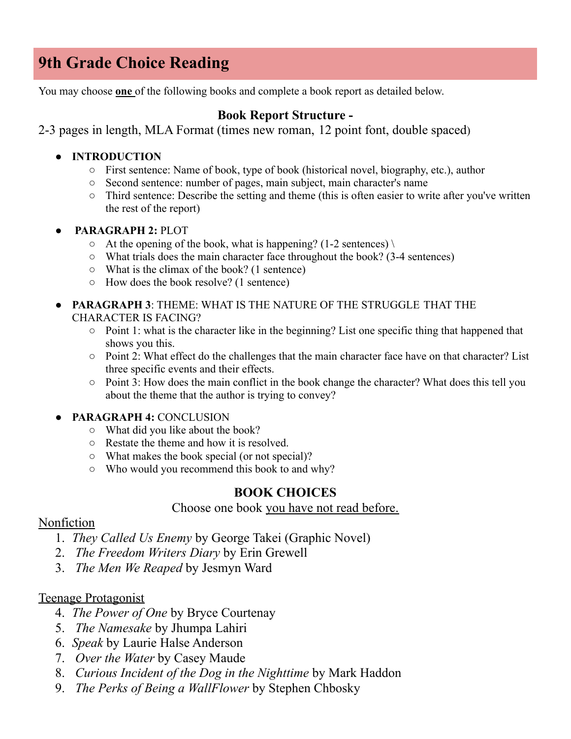# 9th Grade Choice Reading

You may choose **one** of the following books and complete a book report as detailed below.

### Book Report Structure -

2-3 pages in length, MLA Format (times new roman, 12 point font, double spaced)

- **INTRODUCTION**
  - First sentence: Name of book, type of book (historical novel, biography, etc.), author
  - Second sentence: number of pages, main subject, main character's name
  - Third sentence: Describe the setting and theme (this is often easier to write after you've written the rest of the report)
- **PARAGRAPH 2:** PLOT
  - At the opening of the book, what is happening? (1-2 sentences) \
  - What trials does the main character face throughout the book? (3-4 sentences)
  - What is the climax of the book? (1 sentence)
  - How does the book resolve? (1 sentence)
- **PARAGRAPH 3**: THEME: WHAT IS THE NATURE OF THE STRUGGLE THAT THE CHARACTER IS FACING?
  - Point 1: what is the character like in the beginning? List one specific thing that happened that shows you this.
  - Point 2: What effect do the challenges that the main character face have on that character? List three specific events and their effects.
  - Point 3: How does the main conflict in the book change the character? What does this tell you about the theme that the author is trying to convey?
- **PARAGRAPH 4:** CONCLUSION
  - What did you like about the book?
  - Restate the theme and how it is resolved.
  - What makes the book special (or not special)?
  - Who would you recommend this book to and why?

### BOOK CHOICES

Choose one book <u>you have not read before.</u>

<u>Nonfiction</u>

1. *They Called Us Enemy* by George Takei (Graphic Novel)
2. *The Freedom Writers Diary* by Erin Grewell
3. *The Men We Reaped* by Jesmyn Ward

<u>Teenage Protagonist</u>

4. *The Power of One* by Bryce Courtenay
5. *The Namesake* by Jhumpa Lahiri
6. *Speak* by Laurie Halse Anderson
7. *Over the Water* by Casey Maude
8. *Curious Incident of the Dog in the Nighttime* by Mark Haddon
9. *The Perks of Being a WallFlower* by Stephen Chbosky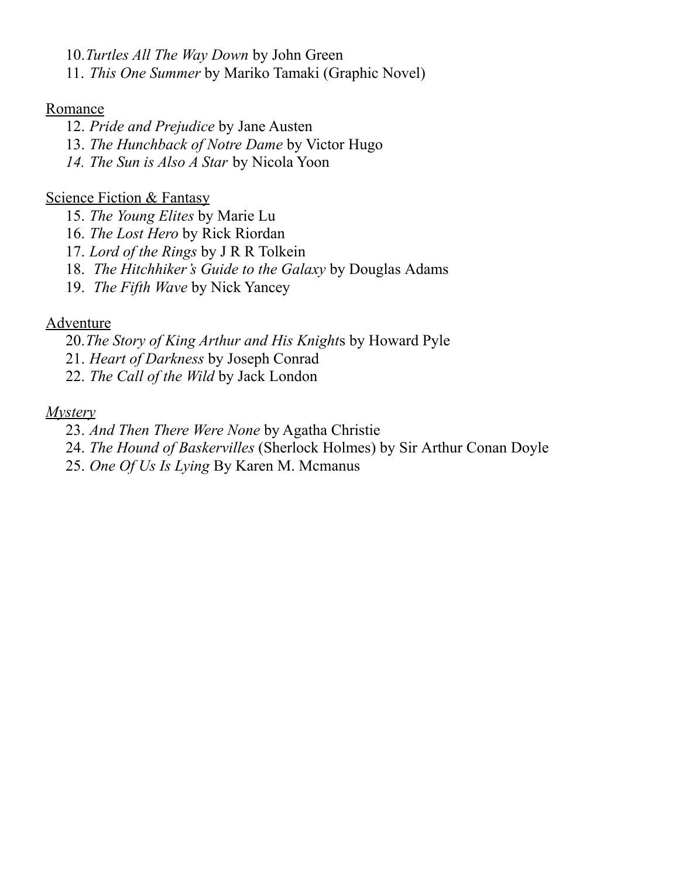10. *Turtles All The Way Down* by John Green
11. *This One Summer* by Mariko Tamaki (Graphic Novel)

Romance

12. *Pride and Prejudice* by Jane Austen
13. *The Hunchback of Notre Dame* by Victor Hugo
14. *The Sun is Also A Star* by Nicola Yoon

Science Fiction & Fantasy

15. *The Young Elites* by Marie Lu
16. *The Lost Hero* by Rick Riordan
17. *Lord of the Rings* by J R R Tolkein
18. *The Hitchhiker's Guide to the Galaxy* by Douglas Adams
19. *The Fifth Wave* by Nick Yancey

Adventure

20. *The Story of King Arthur and His Knight*s by Howard Pyle
21. *Heart of Darkness* by Joseph Conrad
22. *The Call of the Wild* by Jack London

*Mystery*

23. *And Then There Were None* by Agatha Christie
24. *The Hound of Baskervilles* (Sherlock Holmes) by Sir Arthur Conan Doyle
25. *One Of Us Is Lying* By Karen M. Mcmanus